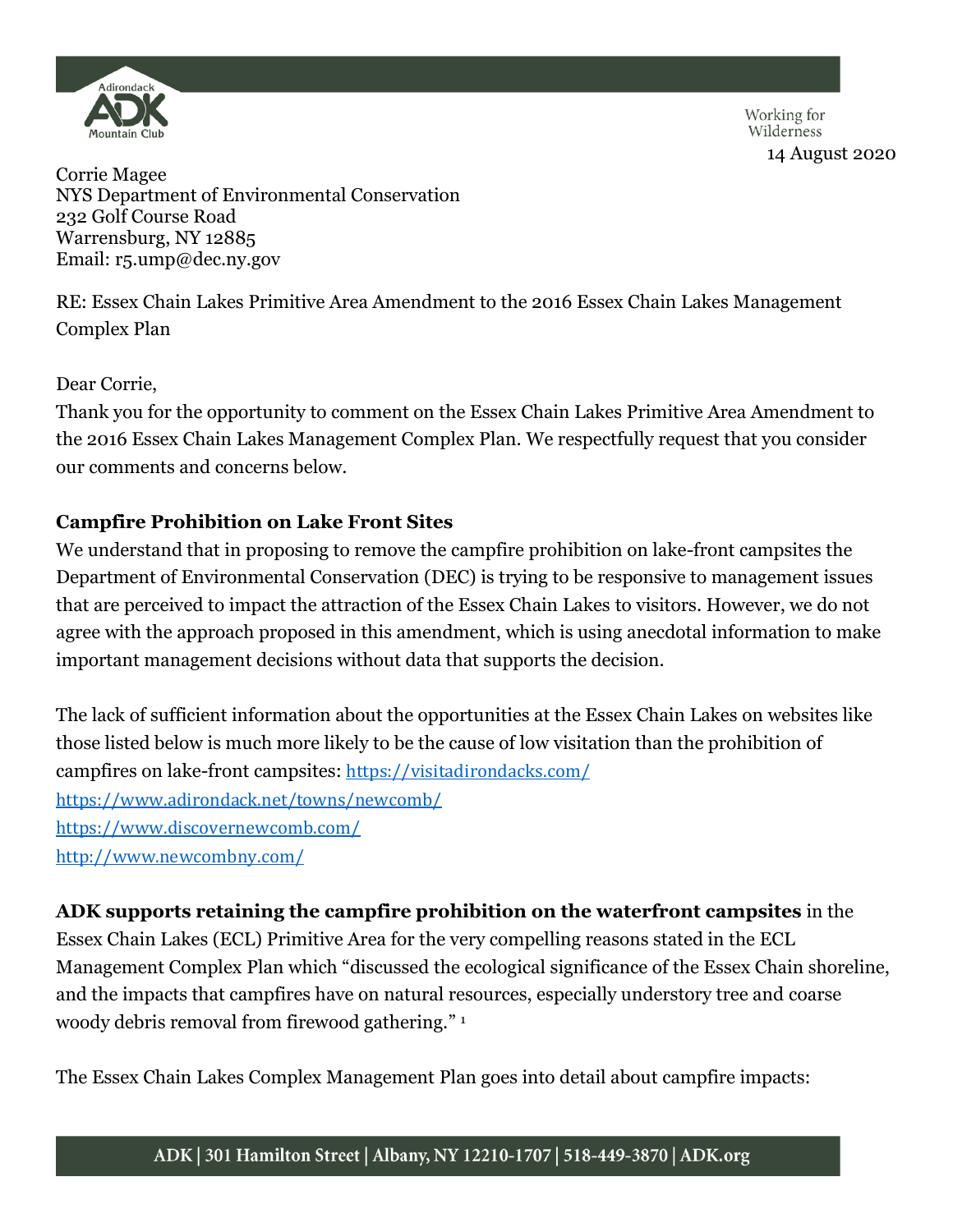Working for Wilderness

14 August 2020

Corrie Magee
NYS Department of Environmental Conservation
232 Golf Course Road
Warrensburg, NY 12885
Email: r5.ump@dec.ny.gov

RE: Essex Chain Lakes Primitive Area Amendment to the 2016 Essex Chain Lakes Management Complex Plan

Dear Corrie,

Thank you for the opportunity to comment on the Essex Chain Lakes Primitive Area Amendment to the 2016 Essex Chain Lakes Management Complex Plan. We respectfully request that you consider our comments and concerns below.

**Campfire Prohibition on Lake Front Sites**

We understand that in proposing to remove the campfire prohibition on lake-front campsites the Department of Environmental Conservation (DEC) is trying to be responsive to management issues that are perceived to impact the attraction of the Essex Chain Lakes to visitors. However, we do not agree with the approach proposed in this amendment, which is using anecdotal information to make important management decisions without data that supports the decision.

The lack of sufficient information about the opportunities at the Essex Chain Lakes on websites like those listed below is much more likely to be the cause of low visitation than the prohibition of campfires on lake-front campsites: https://visitadirondacks.com/
https://www.adirondack.net/towns/newcomb/
https://www.discovernewcomb.com/
http://www.newcombny.com/

**ADK supports retaining the campfire prohibition on the waterfront campsites** in the Essex Chain Lakes (ECL) Primitive Area for the very compelling reasons stated in the ECL Management Complex Plan which "discussed the ecological significance of the Essex Chain shoreline, and the impacts that campfires have on natural resources, especially understory tree and coarse woody debris removal from firewood gathering." [1]

The Essex Chain Lakes Complex Management Plan goes into detail about campfire impacts: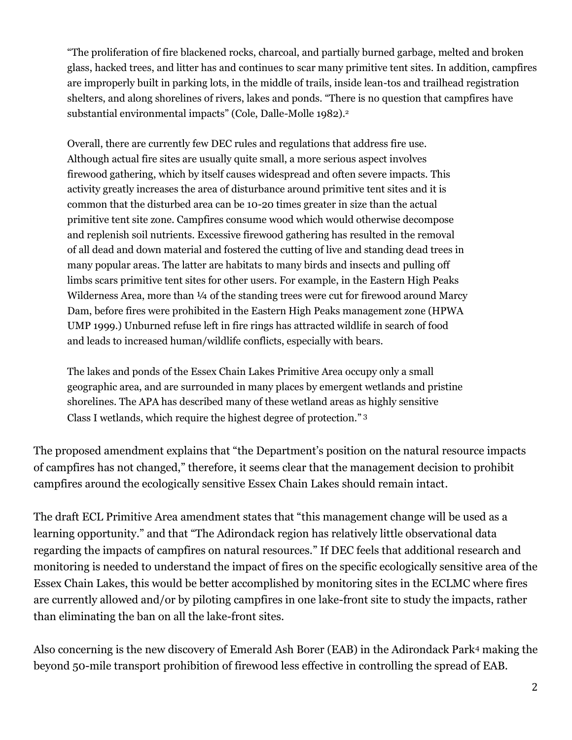> "The proliferation of fire blackened rocks, charcoal, and partially burned garbage, melted and broken glass, hacked trees, and litter has and continues to scar many primitive tent sites. In addition, campfires are improperly built in parking lots, in the middle of trails, inside lean-tos and trailhead registration shelters, and along shorelines of rivers, lakes and ponds. "There is no question that campfires have substantial environmental impacts" (Cole, Dalle-Molle 1982).[2]
>
> Overall, there are currently few DEC rules and regulations that address fire use. Although actual fire sites are usually quite small, a more serious aspect involves firewood gathering, which by itself causes widespread and often severe impacts. This activity greatly increases the area of disturbance around primitive tent sites and it is common that the disturbed area can be 10-20 times greater in size than the actual primitive tent site zone. Campfires consume wood which would otherwise decompose and replenish soil nutrients. Excessive firewood gathering has resulted in the removal of all dead and down material and fostered the cutting of live and standing dead trees in many popular areas. The latter are habitats to many birds and insects and pulling off limbs scars primitive tent sites for other users. For example, in the Eastern High Peaks Wilderness Area, more than ¼ of the standing trees were cut for firewood around Marcy Dam, before fires were prohibited in the Eastern High Peaks management zone (HPWA UMP 1999.) Unburned refuse left in fire rings has attracted wildlife in search of food and leads to increased human/wildlife conflicts, especially with bears.
>
> The lakes and ponds of the Essex Chain Lakes Primitive Area occupy only a small geographic area, and are surrounded in many places by emergent wetlands and pristine shorelines. The APA has described many of these wetland areas as highly sensitive Class I wetlands, which require the highest degree of protection." [3]

The proposed amendment explains that "the Department's position on the natural resource impacts of campfires has not changed," therefore, it seems clear that the management decision to prohibit campfires around the ecologically sensitive Essex Chain Lakes should remain intact.

The draft ECL Primitive Area amendment states that "this management change will be used as a learning opportunity." and that "The Adirondack region has relatively little observational data regarding the impacts of campfires on natural resources." If DEC feels that additional research and monitoring is needed to understand the impact of fires on the specific ecologically sensitive area of the Essex Chain Lakes, this would be better accomplished by monitoring sites in the ECLMC where fires are currently allowed and/or by piloting campfires in one lake-front site to study the impacts, rather than eliminating the ban on all the lake-front sites.

Also concerning is the new discovery of Emerald Ash Borer (EAB) in the Adirondack Park[4] making the beyond 50-mile transport prohibition of firewood less effective in controlling the spread of EAB.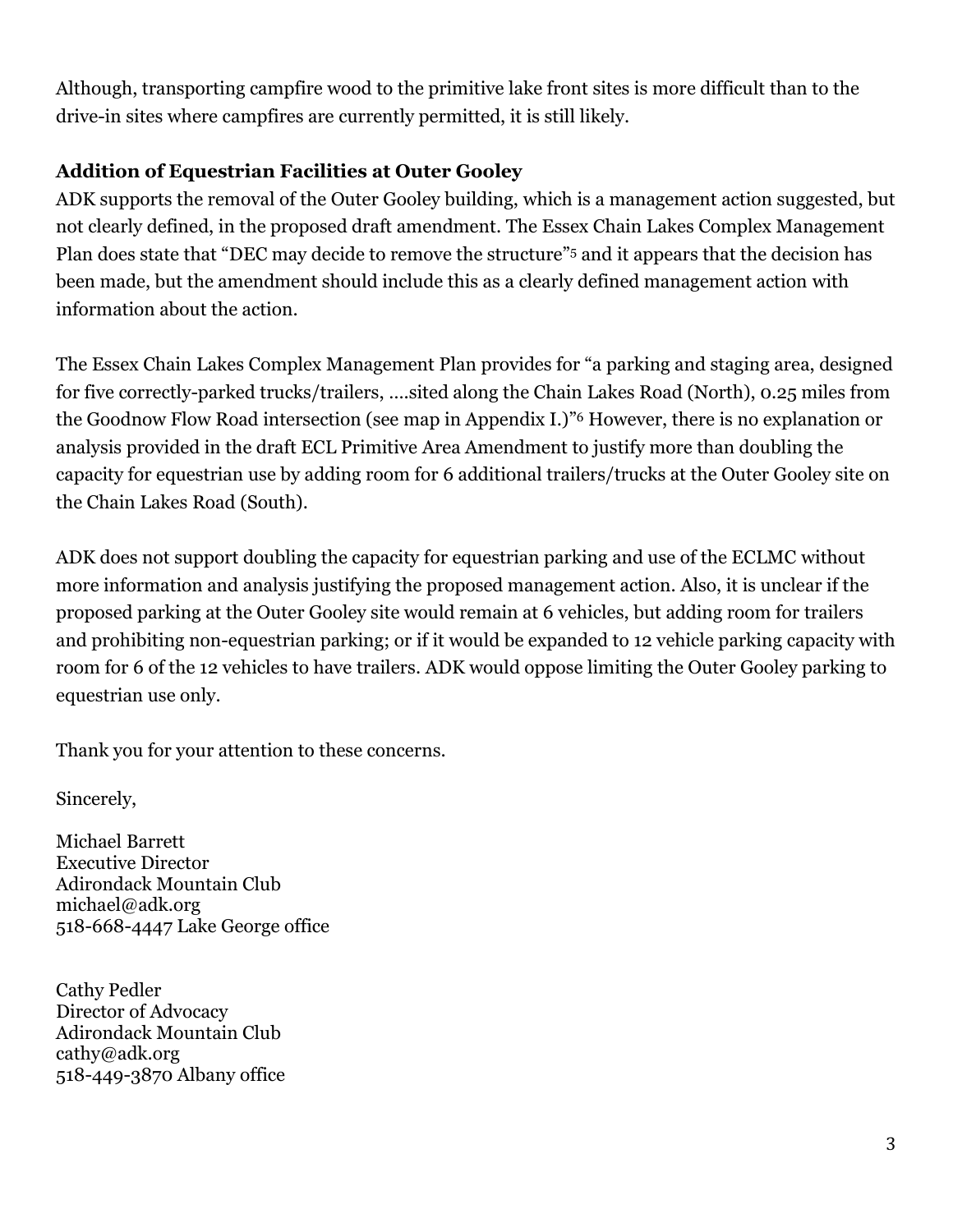Although, transporting campfire wood to the primitive lake front sites is more difficult than to the drive-in sites where campfires are currently permitted, it is still likely.

**Addition of Equestrian Facilities at Outer Gooley**

ADK supports the removal of the Outer Gooley building, which is a management action suggested, but not clearly defined, in the proposed draft amendment. The Essex Chain Lakes Complex Management Plan does state that "DEC may decide to remove the structure"[5] and it appears that the decision has been made, but the amendment should include this as a clearly defined management action with information about the action.

The Essex Chain Lakes Complex Management Plan provides for "a parking and staging area, designed for five correctly-parked trucks/trailers, ….sited along the Chain Lakes Road (North), 0.25 miles from the Goodnow Flow Road intersection (see map in Appendix I.)"[6] However, there is no explanation or analysis provided in the draft ECL Primitive Area Amendment to justify more than doubling the capacity for equestrian use by adding room for 6 additional trailers/trucks at the Outer Gooley site on the Chain Lakes Road (South).

ADK does not support doubling the capacity for equestrian parking and use of the ECLMC without more information and analysis justifying the proposed management action. Also, it is unclear if the proposed parking at the Outer Gooley site would remain at 6 vehicles, but adding room for trailers and prohibiting non-equestrian parking; or if it would be expanded to 12 vehicle parking capacity with room for 6 of the 12 vehicles to have trailers. ADK would oppose limiting the Outer Gooley parking to equestrian use only.

Thank you for your attention to these concerns.

Sincerely,

Michael Barrett
Executive Director
Adirondack Mountain Club
michael@adk.org
518-668-4447 Lake George office

Cathy Pedler
Director of Advocacy
Adirondack Mountain Club
cathy@adk.org
518-449-3870 Albany office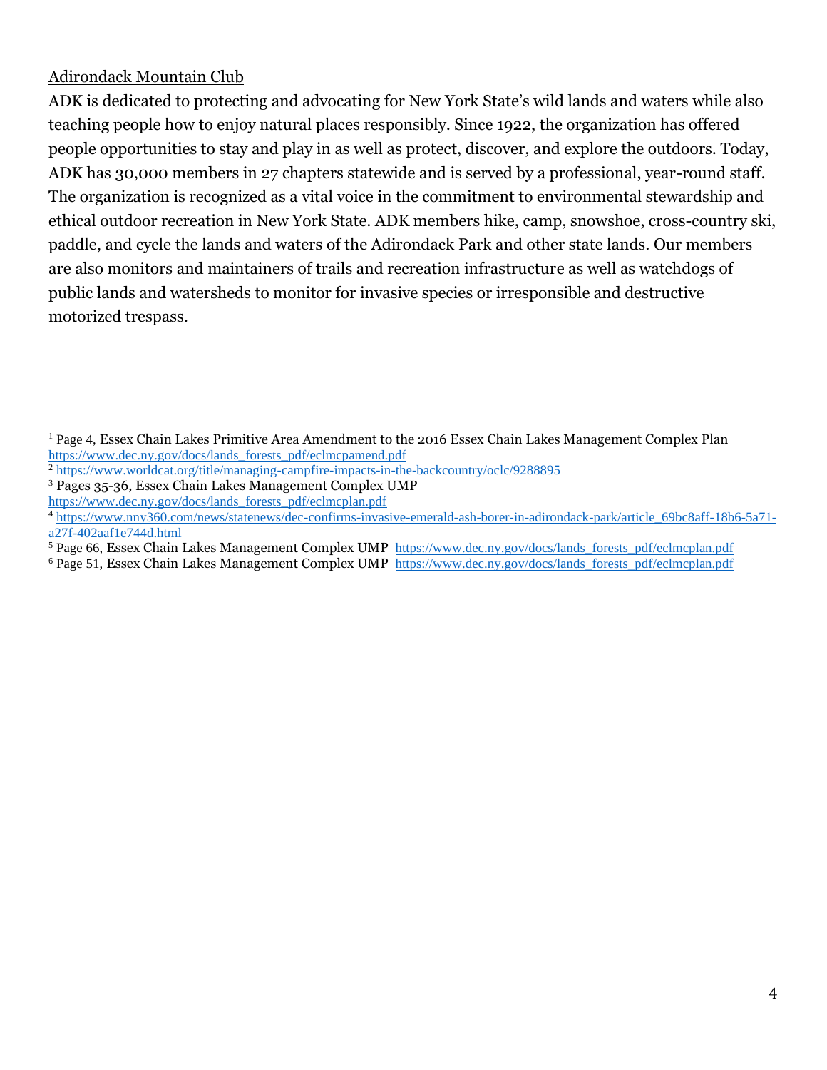Adondack Mountain Club

ADK is dedicated to protecting and advocating for New York State's wild lands and waters while also teaching people how to enjoy natural places responsibly. Since 1922, the organization has offered people opportunities to stay and play in as well as protect, discover, and explore the outdoors. Today, ADK has 30,000 members in 27 chapters statewide and is served by a professional, year-round staff. The organization is recognized as a vital voice in the commitment to environmental stewardship and ethical outdoor recreation in New York State. ADK members hike, camp, snowshoe, cross-country ski, paddle, and cycle the lands and waters of the Adirondack Park and other state lands. Our members are also monitors and maintainers of trails and recreation infrastructure as well as watchdogs of public lands and watersheds to monitor for invasive species or irresponsible and destructive motorized trespass.

---

[1] Page 4, Essex Chain Lakes Primitive Area Amendment to the 2016 Essex Chain Lakes Management Complex Plan https://www.dec.ny.gov/docs/lands_forests_pdf/eclmcpamend.pdf

[2] https://www.worldcat.org/title/managing-campfire-impacts-in-the-backcountry/oclc/9288895

[3] Pages 35-36, Essex Chain Lakes Management Complex UMP https://www.dec.ny.gov/docs/lands_forests_pdf/eclmcplan.pdf

[4] https://www.nny360.com/news/statenews/dec-confirms-invasive-emerald-ash-borer-in-adirondack-park/article_69bc8aff-18b6-5a71-a27f-402aaf1e744d.html

[5] Page 66, Essex Chain Lakes Management Complex UMP https://www.dec.ny.gov/docs/lands_forests_pdf/eclmcplan.pdf

[6] Page 51, Essex Chain Lakes Management Complex UMP https://www.dec.ny.gov/docs/lands_forests_pdf/eclmcplan.pdf